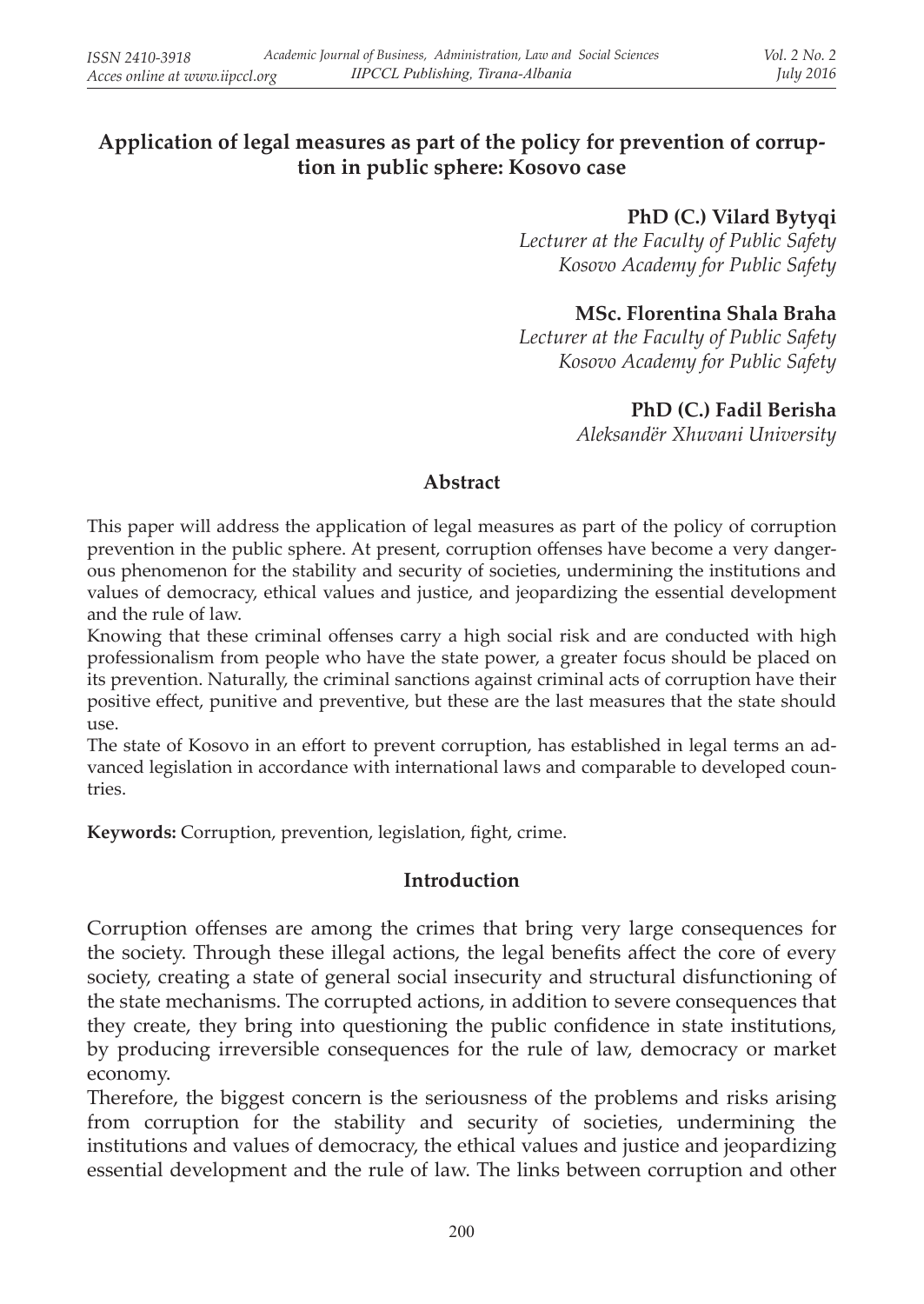# Application of legal measures as part of the policy for prevention of corruption in public sphere: Kosovo case

**PhD (C.) Vilard Bytyqi**
*Lecturer at the Faculty of Public Safety*
*Kosovo Academy for Public Safety*

**MSc. Florentina Shala Braha**
*Lecturer at the Faculty of Public Safety*
*Kosovo Academy for Public Safety*

**PhD (C.) Fadil Berisha**
*Aleksandër Xhuvani University*

## Abstract

This paper will address the application of legal measures as part of the policy of corruption prevention in the public sphere. At present, corruption offenses have become a very dangerous phenomenon for the stability and security of societies, undermining the institutions and values of democracy, ethical values and justice, and jeopardizing the essential development and the rule of law.

Knowing that these criminal offenses carry a high social risk and are conducted with high professionalism from people who have the state power, a greater focus should be placed on its prevention. Naturally, the criminal sanctions against criminal acts of corruption have their positive effect, punitive and preventive, but these are the last measures that the state should use.

The state of Kosovo in an effort to prevent corruption, has established in legal terms an advanced legislation in accordance with international laws and comparable to developed countries.

**Keywords:** Corruption, prevention, legislation, fight, crime.

## Introduction

Corruption offenses are among the crimes that bring very large consequences for the society. Through these illegal actions, the legal benefits affect the core of every society, creating a state of general social insecurity and structural disfunctioning of the state mechanisms. The corrupted actions, in addition to severe consequences that they create, they bring into questioning the public confidence in state institutions, by producing irreversible consequences for the rule of law, democracy or market economy.

Therefore, the biggest concern is the seriousness of the problems and risks arising from corruption for the stability and security of societies, undermining the institutions and values of democracy, the ethical values and justice and jeopardizing essential development and the rule of law. The links between corruption and other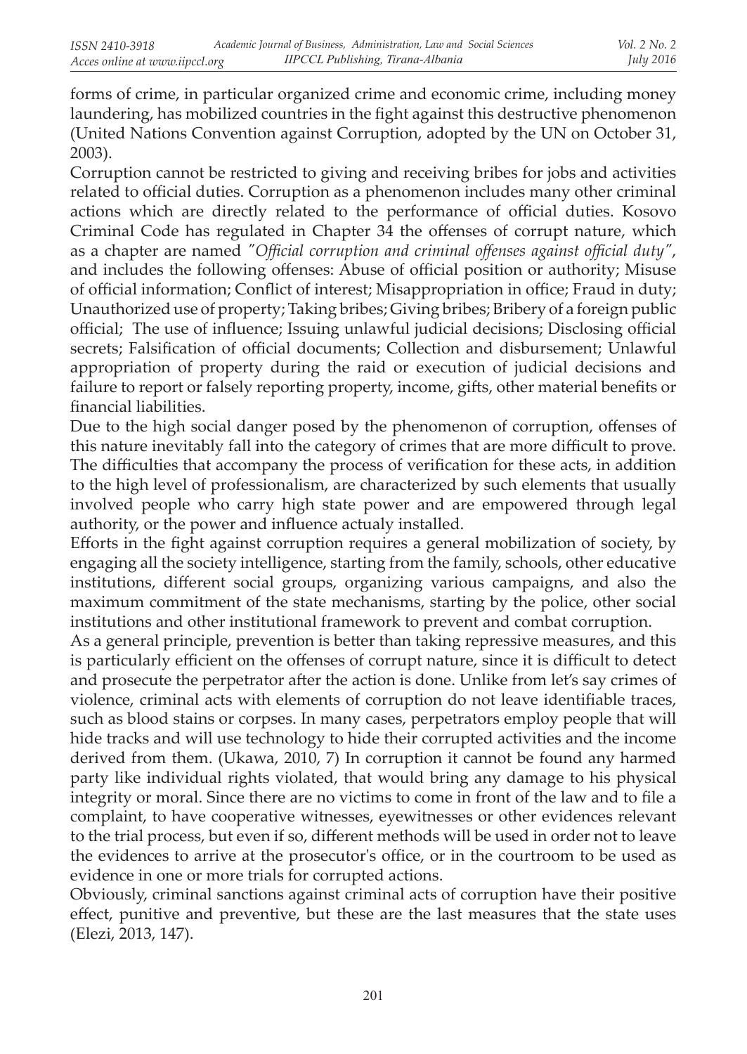forms of crime, in particular organized crime and economic crime, including money laundering, has mobilized countries in the fight against this destructive phenomenon (United Nations Convention against Corruption, adopted by the UN on October 31, 2003).

Corruption cannot be restricted to giving and receiving bribes for jobs and activities related to official duties. Corruption as a phenomenon includes many other criminal actions which are directly related to the performance of official duties. Kosovo Criminal Code has regulated in Chapter 34 the offenses of corrupt nature, which as a chapter are named *"Official corruption and criminal offenses against official duty"*, and includes the following offenses: Abuse of official position or authority; Misuse of official information; Conflict of interest; Misappropriation in office; Fraud in duty; Unauthorized use of property; Taking bribes; Giving bribes; Bribery of a foreign public official; The use of influence; Issuing unlawful judicial decisions; Disclosing official secrets; Falsification of official documents; Collection and disbursement; Unlawful appropriation of property during the raid or execution of judicial decisions and failure to report or falsely reporting property, income, gifts, other material benefits or financial liabilities.

Due to the high social danger posed by the phenomenon of corruption, offenses of this nature inevitably fall into the category of crimes that are more difficult to prove. The difficulties that accompany the process of verification for these acts, in addition to the high level of professionalism, are characterized by such elements that usually involved people who carry high state power and are empowered through legal authority, or the power and influence actualy installed.

Efforts in the fight against corruption requires a general mobilization of society, by engaging all the society intelligence, starting from the family, schools, other educative institutions, different social groups, organizing various campaigns, and also the maximum commitment of the state mechanisms, starting by the police, other social institutions and other institutional framework to prevent and combat corruption.

As a general principle, prevention is better than taking repressive measures, and this is particularly efficient on the offenses of corrupt nature, since it is difficult to detect and prosecute the perpetrator after the action is done. Unlike from let's say crimes of violence, criminal acts with elements of corruption do not leave identifiable traces, such as blood stains or corpses. In many cases, perpetrators employ people that will hide tracks and will use technology to hide their corrupted activities and the income derived from them. (Ukawa, 2010, 7) In corruption it cannot be found any harmed party like individual rights violated, that would bring any damage to his physical integrity or moral. Since there are no victims to come in front of the law and to file a complaint, to have cooperative witnesses, eyewitnesses or other evidences relevant to the trial process, but even if so, different methods will be used in order not to leave the evidences to arrive at the prosecutor's office, or in the courtroom to be used as evidence in one or more trials for corrupted actions.

Obviously, criminal sanctions against criminal acts of corruption have their positive effect, punitive and preventive, but these are the last measures that the state uses (Elezi, 2013, 147).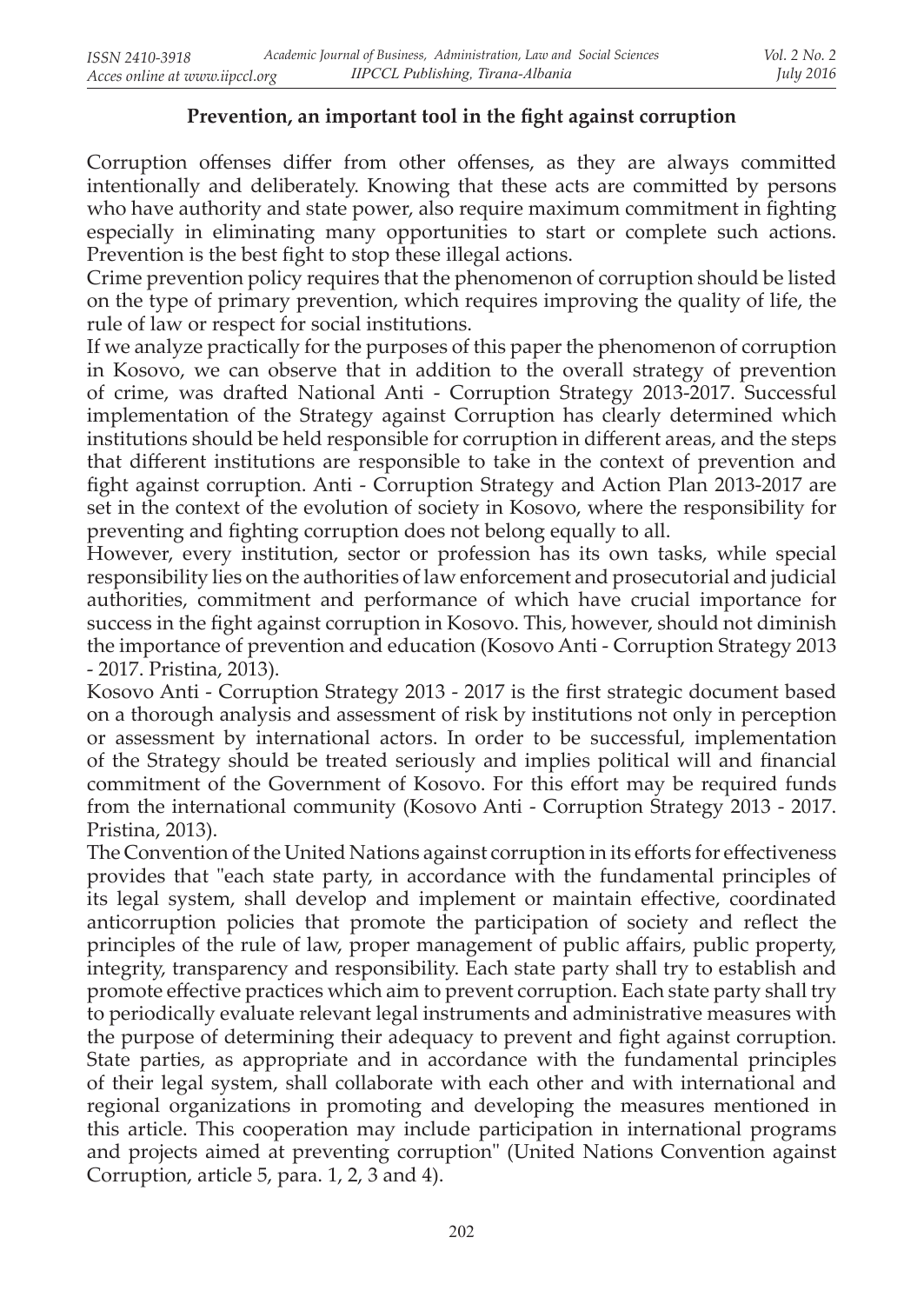## Prevention, an important tool in the fight against corruption

Corruption offenses differ from other offenses, as they are always committed intentionally and deliberately. Knowing that these acts are committed by persons who have authority and state power, also require maximum commitment in fighting especially in eliminating many opportunities to start or complete such actions. Prevention is the best fight to stop these illegal actions.

Crime prevention policy requires that the phenomenon of corruption should be listed on the type of primary prevention, which requires improving the quality of life, the rule of law or respect for social institutions.

If we analyze practically for the purposes of this paper the phenomenon of corruption in Kosovo, we can observe that in addition to the overall strategy of prevention of crime, was drafted National Anti - Corruption Strategy 2013-2017. Successful implementation of the Strategy against Corruption has clearly determined which institutions should be held responsible for corruption in different areas, and the steps that different institutions are responsible to take in the context of prevention and fight against corruption. Anti - Corruption Strategy and Action Plan 2013-2017 are set in the context of the evolution of society in Kosovo, where the responsibility for preventing and fighting corruption does not belong equally to all.

However, every institution, sector or profession has its own tasks, while special responsibility lies on the authorities of law enforcement and prosecutorial and judicial authorities, commitment and performance of which have crucial importance for success in the fight against corruption in Kosovo. This, however, should not diminish the importance of prevention and education (Kosovo Anti - Corruption Strategy 2013 - 2017. Pristina, 2013).

Kosovo Anti - Corruption Strategy 2013 - 2017 is the first strategic document based on a thorough analysis and assessment of risk by institutions not only in perception or assessment by international actors. In order to be successful, implementation of the Strategy should be treated seriously and implies political will and financial commitment of the Government of Kosovo. For this effort may be required funds from the international community (Kosovo Anti - Corruption Strategy 2013 - 2017. Pristina, 2013).

The Convention of the United Nations against corruption in its efforts for effectiveness provides that "each state party, in accordance with the fundamental principles of its legal system, shall develop and implement or maintain effective, coordinated anticorruption policies that promote the participation of society and reflect the principles of the rule of law, proper management of public affairs, public property, integrity, transparency and responsibility. Each state party shall try to establish and promote effective practices which aim to prevent corruption. Each state party shall try to periodically evaluate relevant legal instruments and administrative measures with the purpose of determining their adequacy to prevent and fight against corruption. State parties, as appropriate and in accordance with the fundamental principles of their legal system, shall collaborate with each other and with international and regional organizations in promoting and developing the measures mentioned in this article. This cooperation may include participation in international programs and projects aimed at preventing corruption" (United Nations Convention against Corruption, article 5, para. 1, 2, 3 and 4).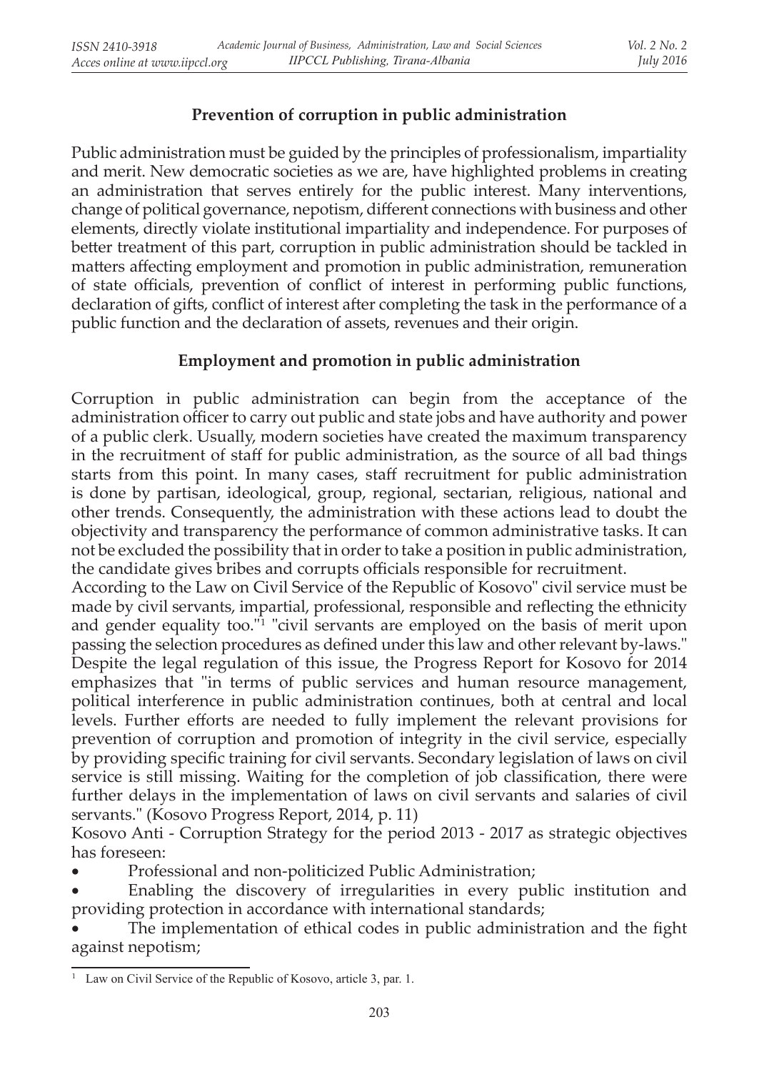## Prevention of corruption in public administration

Public administration must be guided by the principles of professionalism, impartiality and merit. New democratic societies as we are, have highlighted problems in creating an administration that serves entirely for the public interest. Many interventions, change of political governance, nepotism, different connections with business and other elements, directly violate institutional impartiality and independence. For purposes of better treatment of this part, corruption in public administration should be tackled in matters affecting employment and promotion in public administration, remuneration of state officials, prevention of conflict of interest in performing public functions, declaration of gifts, conflict of interest after completing the task in the performance of a public function and the declaration of assets, revenues and their origin.

## Employment and promotion in public administration

Corruption in public administration can begin from the acceptance of the administration officer to carry out public and state jobs and have authority and power of a public clerk. Usually, modern societies have created the maximum transparency in the recruitment of staff for public administration, as the source of all bad things starts from this point. In many cases, staff recruitment for public administration is done by partisan, ideological, group, regional, sectarian, religious, national and other trends. Consequently, the administration with these actions lead to doubt the objectivity and transparency the performance of common administrative tasks. It can not be excluded the possibility that in order to take a position in public administration, the candidate gives bribes and corrupts officials responsible for recruitment.

According to the Law on Civil Service of the Republic of Kosovo" civil service must be made by civil servants, impartial, professional, responsible and reflecting the ethnicity and gender equality too."[1] "civil servants are employed on the basis of merit upon passing the selection procedures as defined under this law and other relevant by-laws." Despite the legal regulation of this issue, the Progress Report for Kosovo for 2014 emphasizes that "in terms of public services and human resource management, political interference in public administration continues, both at central and local levels. Further efforts are needed to fully implement the relevant provisions for prevention of corruption and promotion of integrity in the civil service, especially by providing specific training for civil servants. Secondary legislation of laws on civil service is still missing. Waiting for the completion of job classification, there were further delays in the implementation of laws on civil servants and salaries of civil servants." (Kosovo Progress Report, 2014, p. 11)

Kosovo Anti - Corruption Strategy for the period 2013 - 2017 as strategic objectives has foreseen:

- Professional and non-politicized Public Administration;
- Enabling the discovery of irregularities in every public institution and providing protection in accordance with international standards;
- The implementation of ethical codes in public administration and the fight against nepotism;

[1] Law on Civil Service of the Republic of Kosovo, article 3, par. 1.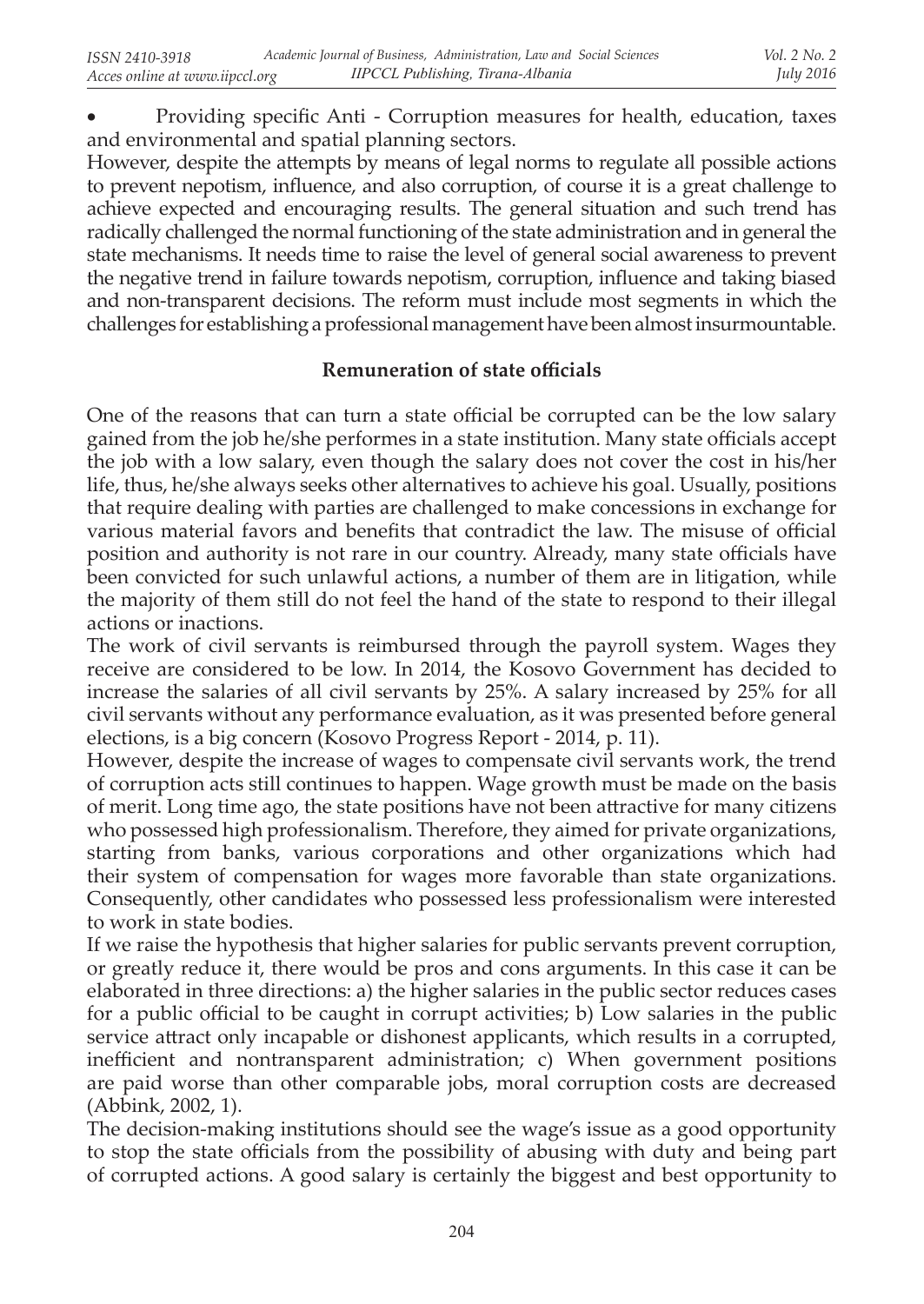- Providing specific Anti - Corruption measures for health, education, taxes and environmental and spatial planning sectors.

However, despite the attempts by means of legal norms to regulate all possible actions to prevent nepotism, influence, and also corruption, of course it is a great challenge to achieve expected and encouraging results. The general situation and such trend has radically challenged the normal functioning of the state administration and in general the state mechanisms. It needs time to raise the level of general social awareness to prevent the negative trend in failure towards nepotism, corruption, influence and taking biased and non-transparent decisions. The reform must include most segments in which the challenges for establishing a professional management have been almost insurmountable.

## Remuneration of state officials

One of the reasons that can turn a state official be corrupted can be the low salary gained from the job he/she performes in a state institution. Many state officials accept the job with a low salary, even though the salary does not cover the cost in his/her life, thus, he/she always seeks other alternatives to achieve his goal. Usually, positions that require dealing with parties are challenged to make concessions in exchange for various material favors and benefits that contradict the law. The misuse of official position and authority is not rare in our country. Already, many state officials have been convicted for such unlawful actions, a number of them are in litigation, while the majority of them still do not feel the hand of the state to respond to their illegal actions or inactions.

The work of civil servants is reimbursed through the payroll system. Wages they receive are considered to be low. In 2014, the Kosovo Government has decided to increase the salaries of all civil servants by 25%. A salary increased by 25% for all civil servants without any performance evaluation, as it was presented before general elections, is a big concern (Kosovo Progress Report - 2014, p. 11).

However, despite the increase of wages to compensate civil servants work, the trend of corruption acts still continues to happen. Wage growth must be made on the basis of merit. Long time ago, the state positions have not been attractive for many citizens who possessed high professionalism. Therefore, they aimed for private organizations, starting from banks, various corporations and other organizations which had their system of compensation for wages more favorable than state organizations. Consequently, other candidates who possessed less professionalism were interested to work in state bodies.

If we raise the hypothesis that higher salaries for public servants prevent corruption, or greatly reduce it, there would be pros and cons arguments. In this case it can be elaborated in three directions: a) the higher salaries in the public sector reduces cases for a public official to be caught in corrupt activities; b) Low salaries in the public service attract only incapable or dishonest applicants, which results in a corrupted, inefficient and nontransparent administration; c) When government positions are paid worse than other comparable jobs, moral corruption costs are decreased (Abbink, 2002, 1).

The decision-making institutions should see the wage's issue as a good opportunity to stop the state officials from the possibility of abusing with duty and being part of corrupted actions. A good salary is certainly the biggest and best opportunity to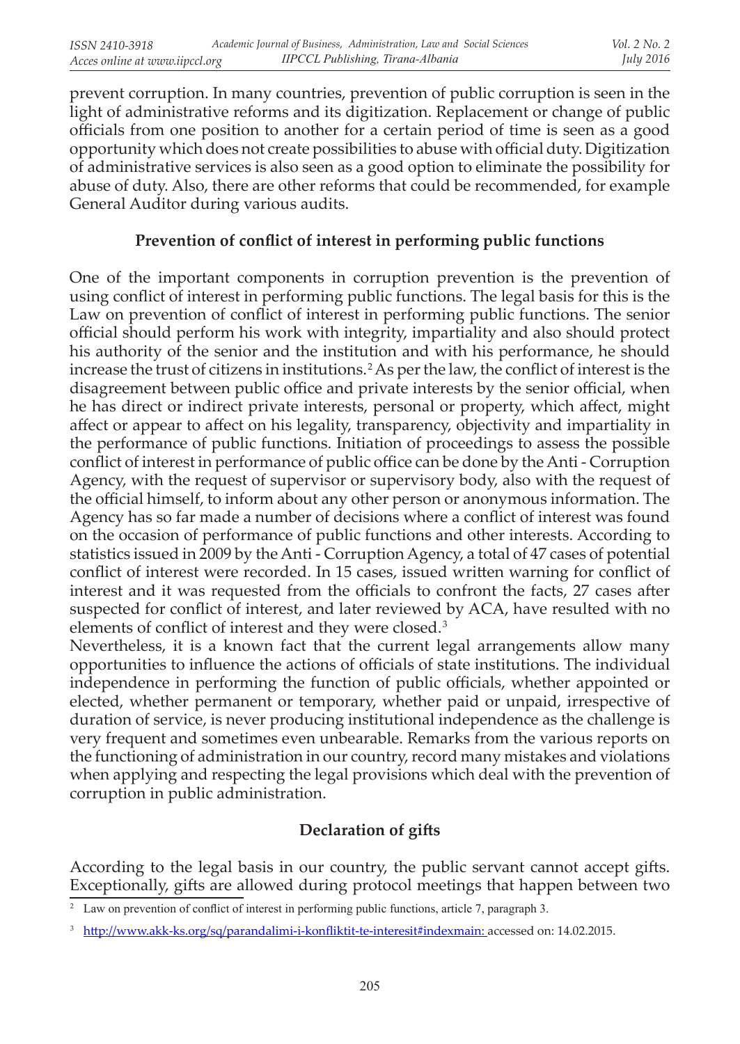prevent corruption. In many countries, prevention of public corruption is seen in the light of administrative reforms and its digitization. Replacement or change of public officials from one position to another for a certain period of time is seen as a good opportunity which does not create possibilities to abuse with official duty. Digitization of administrative services is also seen as a good option to eliminate the possibility for abuse of duty. Also, there are other reforms that could be recommended, for example General Auditor during various audits.

### Prevention of conflict of interest in performing public functions

One of the important components in corruption prevention is the prevention of using conflict of interest in performing public functions. The legal basis for this is the Law on prevention of conflict of interest in performing public functions. The senior official should perform his work with integrity, impartiality and also should protect his authority of the senior and the institution and with his performance, he should increase the trust of citizens in institutions.[2] As per the law, the conflict of interest is the disagreement between public office and private interests by the senior official, when he has direct or indirect private interests, personal or property, which affect, might affect or appear to affect on his legality, transparency, objectivity and impartiality in the performance of public functions. Initiation of proceedings to assess the possible conflict of interest in performance of public office can be done by the Anti - Corruption Agency, with the request of supervisor or supervisory body, also with the request of the official himself, to inform about any other person or anonymous information. The Agency has so far made a number of decisions where a conflict of interest was found on the occasion of performance of public functions and other interests. According to statistics issued in 2009 by the Anti - Corruption Agency, a total of 47 cases of potential conflict of interest were recorded. In 15 cases, issued written warning for conflict of interest and it was requested from the officials to confront the facts, 27 cases after suspected for conflict of interest, and later reviewed by ACA, have resulted with no elements of conflict of interest and they were closed.[3]

Nevertheless, it is a known fact that the current legal arrangements allow many opportunities to influence the actions of officials of state institutions. The individual independence in performing the function of public officials, whether appointed or elected, whether permanent or temporary, whether paid or unpaid, irrespective of duration of service, is never producing institutional independence as the challenge is very frequent and sometimes even unbearable. Remarks from the various reports on the functioning of administration in our country, record many mistakes and violations when applying and respecting the legal provisions which deal with the prevention of corruption in public administration.

### Declaration of gifts

According to the legal basis in our country, the public servant cannot accept gifts. Exceptionally, gifts are allowed during protocol meetings that happen between two

---

[2] Law on prevention of conflict of interest in performing public functions, article 7, paragraph 3.

[3] http://www.akk-ks.org/sq/parandalimi-i-konfliktit-te-interesit#indexmain: accessed on: 14.02.2015.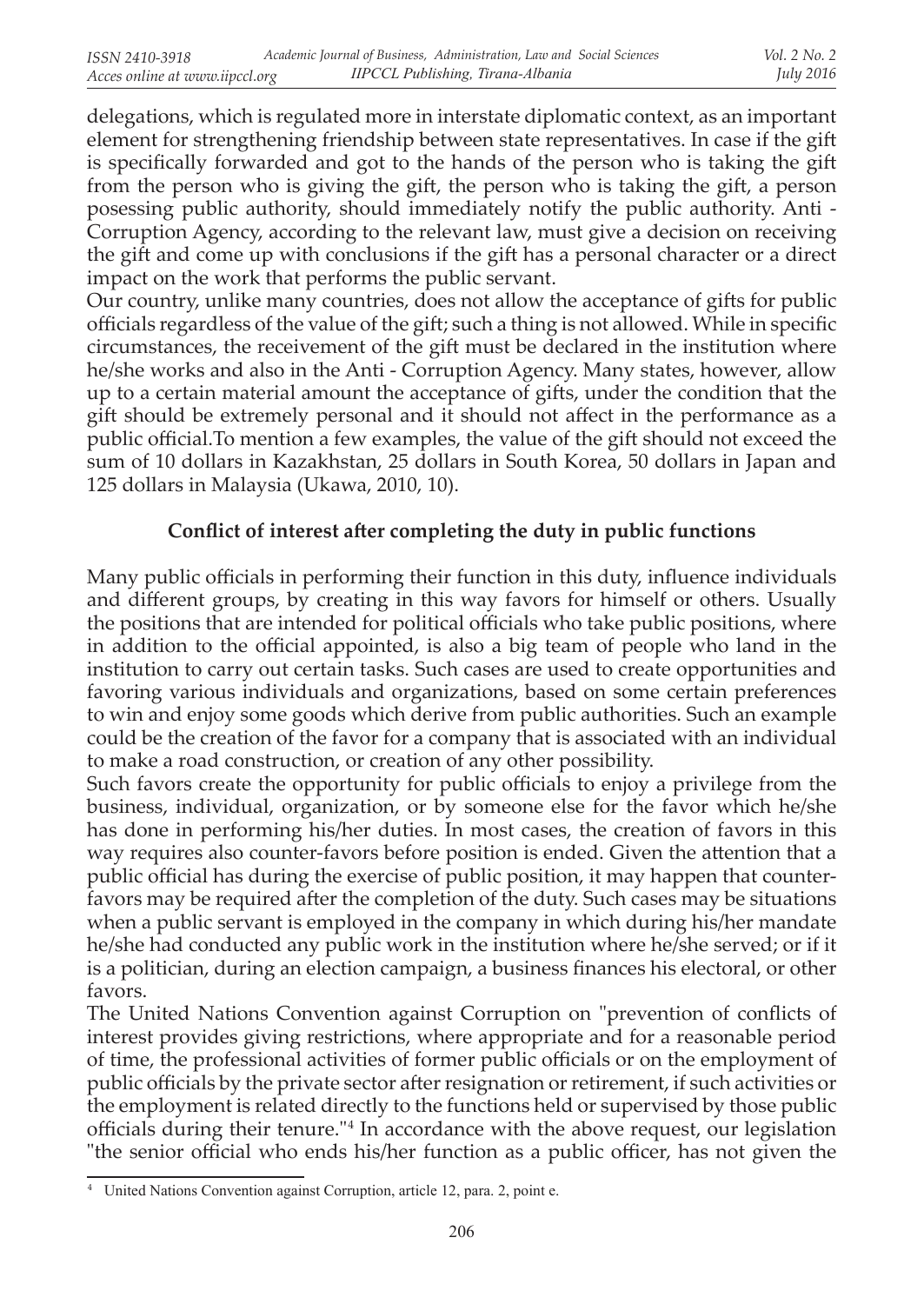delegations, which is regulated more in interstate diplomatic context, as an important element for strengthening friendship between state representatives. In case if the gift is specifically forwarded and got to the hands of the person who is taking the gift from the person who is giving the gift, the person who is taking the gift, a person posessing public authority, should immediately notify the public authority. Anti - Corruption Agency, according to the relevant law, must give a decision on receiving the gift and come up with conclusions if the gift has a personal character or a direct impact on the work that performs the public servant.

Our country, unlike many countries, does not allow the acceptance of gifts for public officials regardless of the value of the gift; such a thing is not allowed. While in specific circumstances, the receivement of the gift must be declared in the institution where he/she works and also in the Anti - Corruption Agency. Many states, however, allow up to a certain material amount the acceptance of gifts, under the condition that the gift should be extremely personal and it should not affect in the performance as a public official.To mention a few examples, the value of the gift should not exceed the sum of 10 dollars in Kazakhstan, 25 dollars in South Korea, 50 dollars in Japan and 125 dollars in Malaysia (Ukawa, 2010, 10).

## Conflict of interest after completing the duty in public functions

Many public officials in performing their function in this duty, influence individuals and different groups, by creating in this way favors for himself or others. Usually the positions that are intended for political officials who take public positions, where in addition to the official appointed, is also a big team of people who land in the institution to carry out certain tasks. Such cases are used to create opportunities and favoring various individuals and organizations, based on some certain preferences to win and enjoy some goods which derive from public authorities. Such an example could be the creation of the favor for a company that is associated with an individual to make a road construction, or creation of any other possibility.

Such favors create the opportunity for public officials to enjoy a privilege from the business, individual, organization, or by someone else for the favor which he/she has done in performing his/her duties. In most cases, the creation of favors in this way requires also counter-favors before position is ended. Given the attention that a public official has during the exercise of public position, it may happen that counter-favors may be required after the completion of the duty. Such cases may be situations when a public servant is employed in the company in which during his/her mandate he/she had conducted any public work in the institution where he/she served; or if it is a politician, during an election campaign, a business finances his electoral, or other favors.

The United Nations Convention against Corruption on "prevention of conflicts of interest provides giving restrictions, where appropriate and for a reasonable period of time, the professional activities of former public officials or on the employment of public officials by the private sector after resignation or retirement, if such activities or the employment is related directly to the functions held or supervised by those public officials during their tenure."[4] In accordance with the above request, our legislation "the senior official who ends his/her function as a public officer, has not given the

[4] United Nations Convention against Corruption, article 12, para. 2, point e.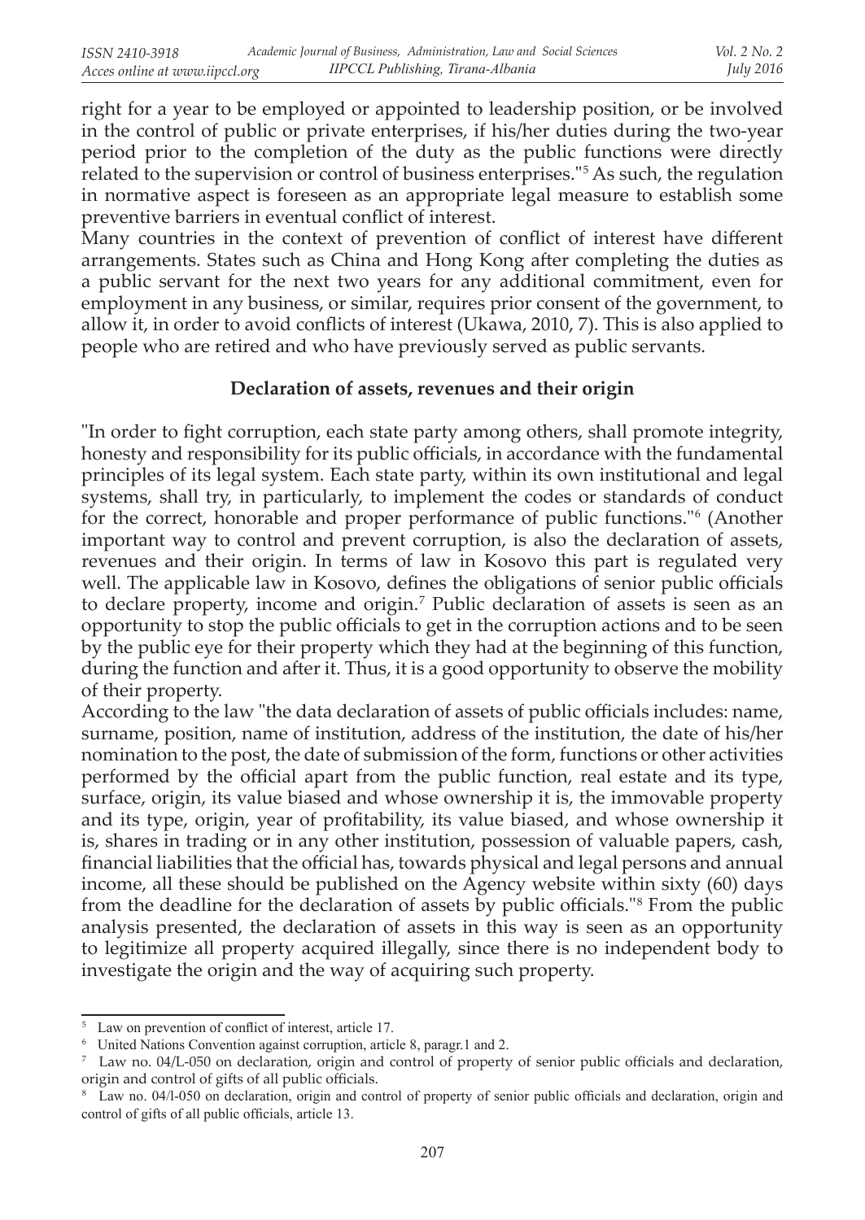right for a year to be employed or appointed to leadership position, or be involved in the control of public or private enterprises, if his/her duties during the two-year period prior to the completion of the duty as the public functions were directly related to the supervision or control of business enterprises."[5] As such, the regulation in normative aspect is foreseen as an appropriate legal measure to establish some preventive barriers in eventual conflict of interest.

Many countries in the context of prevention of conflict of interest have different arrangements. States such as China and Hong Kong after completing the duties as a public servant for the next two years for any additional commitment, even for employment in any business, or similar, requires prior consent of the government, to allow it, in order to avoid conflicts of interest (Ukawa, 2010, 7). This is also applied to people who are retired and who have previously served as public servants.

## Declaration of assets, revenues and their origin

"In order to fight corruption, each state party among others, shall promote integrity, honesty and responsibility for its public officials, in accordance with the fundamental principles of its legal system. Each state party, within its own institutional and legal systems, shall try, in particularly, to implement the codes or standards of conduct for the correct, honorable and proper performance of public functions."[6] (Another important way to control and prevent corruption, is also the declaration of assets, revenues and their origin. In terms of law in Kosovo this part is regulated very well. The applicable law in Kosovo, defines the obligations of senior public officials to declare property, income and origin.[7] Public declaration of assets is seen as an opportunity to stop the public officials to get in the corruption actions and to be seen by the public eye for their property which they had at the beginning of this function, during the function and after it. Thus, it is a good opportunity to observe the mobility of their property.

According to the law "the data declaration of assets of public officials includes: name, surname, position, name of institution, address of the institution, the date of his/her nomination to the post, the date of submission of the form, functions or other activities performed by the official apart from the public function, real estate and its type, surface, origin, its value biased and whose ownership it is, the immovable property and its type, origin, year of profitability, its value biased, and whose ownership it is, shares in trading or in any other institution, possession of valuable papers, cash, financial liabilities that the official has, towards physical and legal persons and annual income, all these should be published on the Agency website within sixty (60) days from the deadline for the declaration of assets by public officials."[8] From the public analysis presented, the declaration of assets in this way is seen as an opportunity to legitimize all property acquired illegally, since there is no independent body to investigate the origin and the way of acquiring such property.

---

[5] Law on prevention of conflict of interest, article 17.

[6] United Nations Convention against corruption, article 8, paragr.1 and 2.

[7] Law no. 04/L-050 on declaration, origin and control of property of senior public officials and declaration, origin and control of gifts of all public officials.

[8] Law no. 04/l-050 on declaration, origin and control of property of senior public officials and declaration, origin and control of gifts of all public officials, article 13.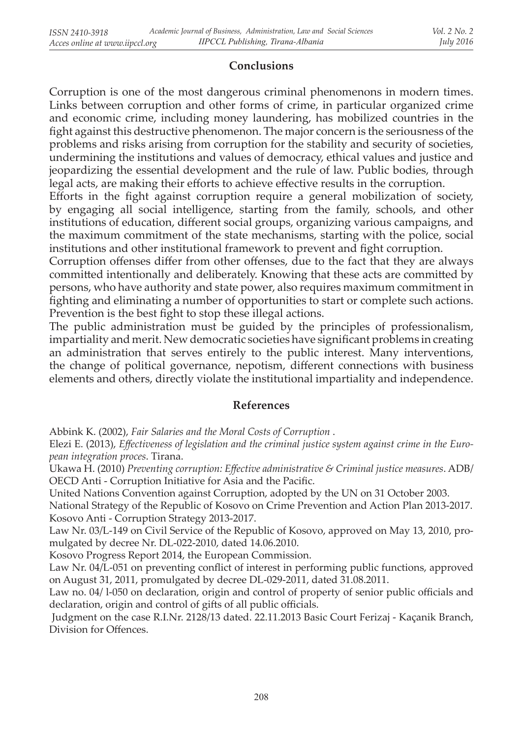## Conclusions

Corruption is one of the most dangerous criminal phenomenons in modern times. Links between corruption and other forms of crime, in particular organized crime and economic crime, including money laundering, has mobilized countries in the fight against this destructive phenomenon. The major concern is the seriousness of the problems and risks arising from corruption for the stability and security of societies, undermining the institutions and values of democracy, ethical values and justice and jeopardizing the essential development and the rule of law. Public bodies, through legal acts, are making their efforts to achieve effective results in the corruption.

Efforts in the fight against corruption require a general mobilization of society, by engaging all social intelligence, starting from the family, schools, and other institutions of education, different social groups, organizing various campaigns, and the maximum commitment of the state mechanisms, starting with the police, social institutions and other institutional framework to prevent and fight corruption.

Corruption offenses differ from other offenses, due to the fact that they are always committed intentionally and deliberately. Knowing that these acts are committed by persons, who have authority and state power, also requires maximum commitment in fighting and eliminating a number of opportunities to start or complete such actions. Prevention is the best fight to stop these illegal actions.

The public administration must be guided by the principles of professionalism, impartiality and merit. New democratic societies have significant problems in creating an administration that serves entirely to the public interest. Many interventions, the change of political governance, nepotism, different connections with business elements and others, directly violate the institutional impartiality and independence.

## References

Abbink K. (2002), *Fair Salaries and the Moral Costs of Corruption* .

Elezi E. (2013), *Effectiveness of legislation and the criminal justice system against crime in the European integration proces*. Tirana.

Ukawa H. (2010) *Preventing corruption: Effective administrative & Criminal justice measures*. ADB/OECD Anti - Corruption Initiative for Asia and the Pacific.

United Nations Convention against Corruption, adopted by the UN on 31 October 2003.

National Strategy of the Republic of Kosovo on Crime Prevention and Action Plan 2013-2017.

Kosovo Anti - Corruption Strategy 2013-2017.

Law Nr. 03/L-149 on Civil Service of the Republic of Kosovo, approved on May 13, 2010, promulgated by decree Nr. DL-022-2010, dated 14.06.2010.

Kosovo Progress Report 2014, the European Commission.

Law Nr. 04/L-051 on preventing conflict of interest in performing public functions, approved on August 31, 2011, promulgated by decree DL-029-2011, dated 31.08.2011.

Law no. 04/ l-050 on declaration, origin and control of property of senior public officials and declaration, origin and control of gifts of all public officials.

Judgment on the case R.I.Nr. 2128/13 dated. 22.11.2013 Basic Court Ferizaj - Kaçanik Branch, Division for Offences.